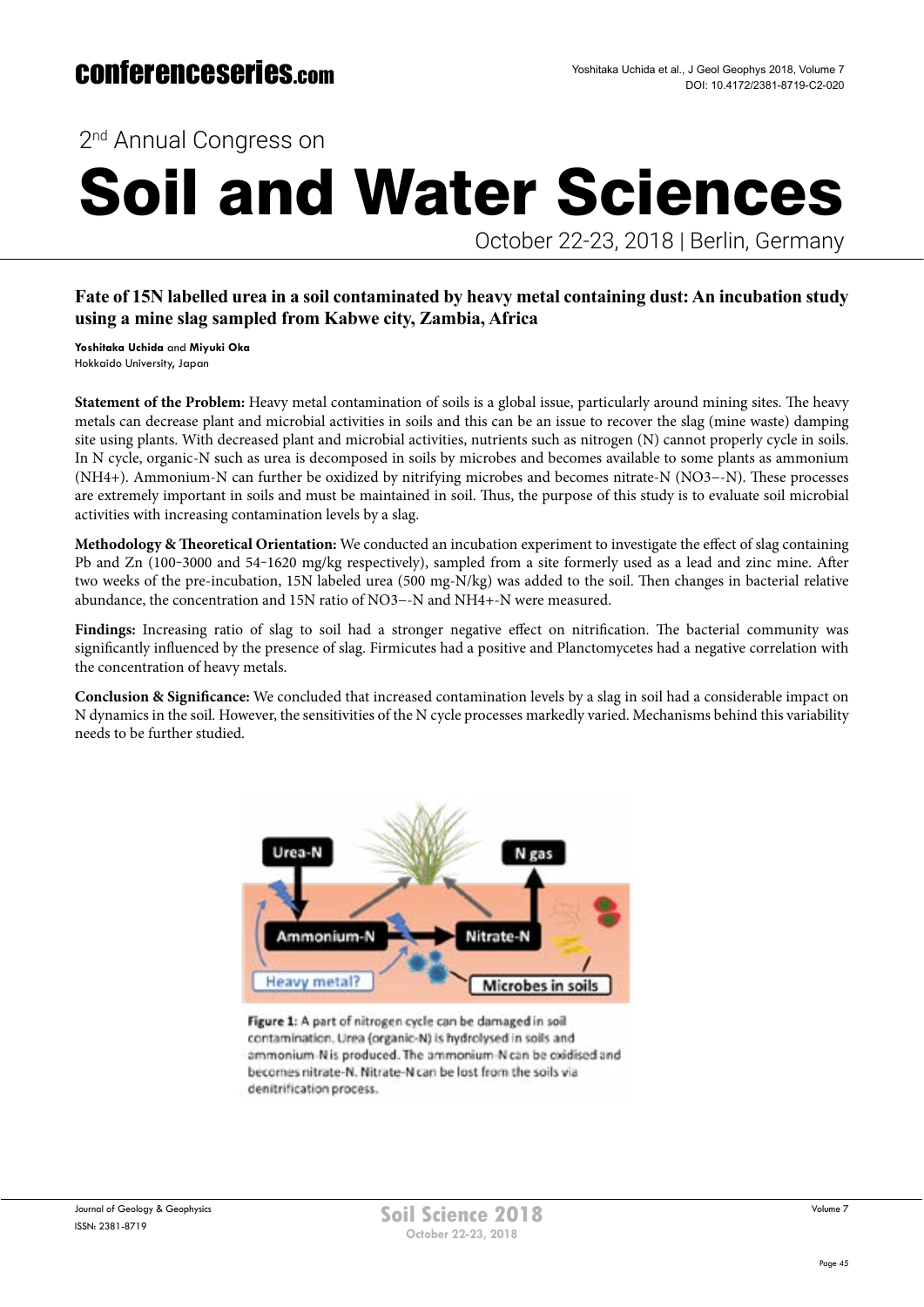2nd Annual Congress on

# Soil and Water Sciences

October 22-23, 2018 | Berlin, Germany

## Fate of 15N labelled urea in a soil contaminated by heavy metal containing dust: An incubation study using a mine slag sampled from Kabwe city, Zambia, Africa

**Yoshitaka Uchida** and **Miyuki Oka**
Hokkaido University, Japan

**Statement of the Problem:** Heavy metal contamination of soils is a global issue, particularly around mining sites. The heavy metals can decrease plant and microbial activities in soils and this can be an issue to recover the slag (mine waste) damping site using plants. With decreased plant and microbial activities, nutrients such as nitrogen (N) cannot properly cycle in soils. In N cycle, organic-N such as urea is decomposed in soils by microbes and becomes available to some plants as ammonium ($NH_4^+$). Ammonium-N can further be oxidized by nitrifying microbes and becomes nitrate-N ($NO_3^-$-N). These processes are extremely important in soils and must be maintained in soil. Thus, the purpose of this study is to evaluate soil microbial activities with increasing contamination levels by a slag.

**Methodology & Theoretical Orientation:** We conducted an incubation experiment to investigate the effect of slag containing Pb and Zn (100-3000 and 54-1620 mg/kg respectively), sampled from a site formerly used as a lead and zinc mine. After two weeks of the pre-incubation, 15N labeled urea (500 mg-N/kg) was added to the soil. Then changes in bacterial relative abundance, the concentration and 15N ratio of $NO_3^-$-N and $NH_4^+$-N were measured.

**Findings:** Increasing ratio of slag to soil had a stronger negative effect on nitrification. The bacterial community was significantly influenced by the presence of slag. Firmicutes had a positive and Planctomycetes had a negative correlation with the concentration of heavy metals.

**Conclusion & Significance:** We concluded that increased contamination levels by a slag in soil had a considerable impact on N dynamics in the soil. However, the sensitivities of the N cycle processes markedly varied. Mechanisms behind this variability needs to be further studied.

**Figure 1:** A part of nitrogen cycle can be damaged in soil contamination. Urea (organic-N) is hydrolysed in soils and ammonium-N is produced. The ammonium-N can be oxidised and becomes nitrate-N. Nitrate-N can be lost from the soils via denitrification process.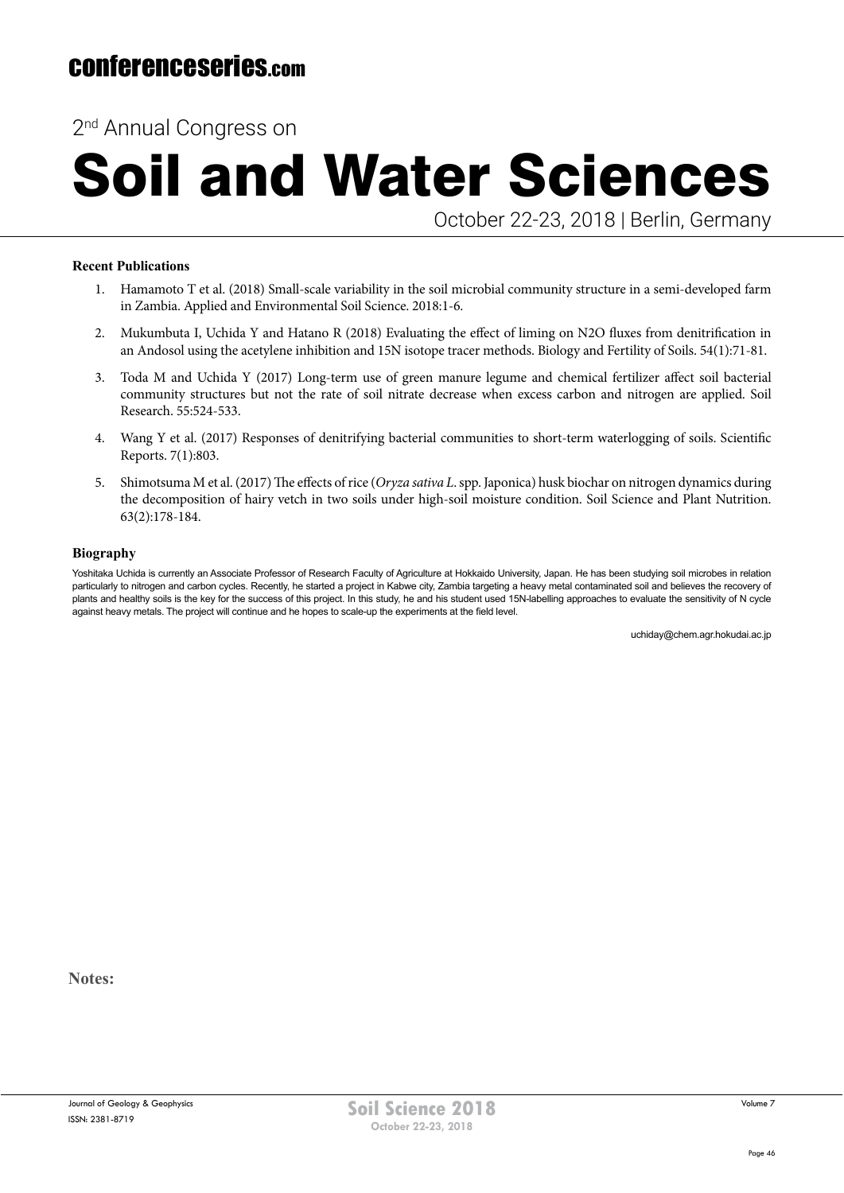**Recent Publications**

1. Hamamoto T et al. (2018) Small-scale variability in the soil microbial community structure in a semi-developed farm in Zambia. Applied and Environmental Soil Science. 2018:1-6.
2. Mukumbuta I, Uchida Y and Hatano R (2018) Evaluating the effect of liming on N2O fluxes from denitrification in an Andosol using the acetylene inhibition and 15N isotope tracer methods. Biology and Fertility of Soils. 54(1):71-81.
3. Toda M and Uchida Y (2017) Long-term use of green manure legume and chemical fertilizer affect soil bacterial community structures but not the rate of soil nitrate decrease when excess carbon and nitrogen are applied. Soil Research. 55:524-533.
4. Wang Y et al. (2017) Responses of denitrifying bacterial communities to short-term waterlogging of soils. Scientific Reports. 7(1):803.
5. Shimotsuma M et al. (2017) The effects of rice (*Oryza sativa L.* spp. Japonica) husk biochar on nitrogen dynamics during the decomposition of hairy vetch in two soils under high-soil moisture condition. Soil Science and Plant Nutrition. 63(2):178-184.

**Biography**

Yoshitaka Uchida is currently an Associate Professor of Research Faculty of Agriculture at Hokkaido University, Japan. He has been studying soil microbes in relation particularly to nitrogen and carbon cycles. Recently, he started a project in Kabwe city, Zambia targeting a heavy metal contaminated soil and believes the recovery of plants and healthy soils is the key for the success of this project. In this study, he and his student used 15N-labelling approaches to evaluate the sensitivity of N cycle against heavy metals. The project will continue and he hopes to scale-up the experiments at the field level.

uchiday@chem.agr.hokudai.ac.jp

**Notes:**